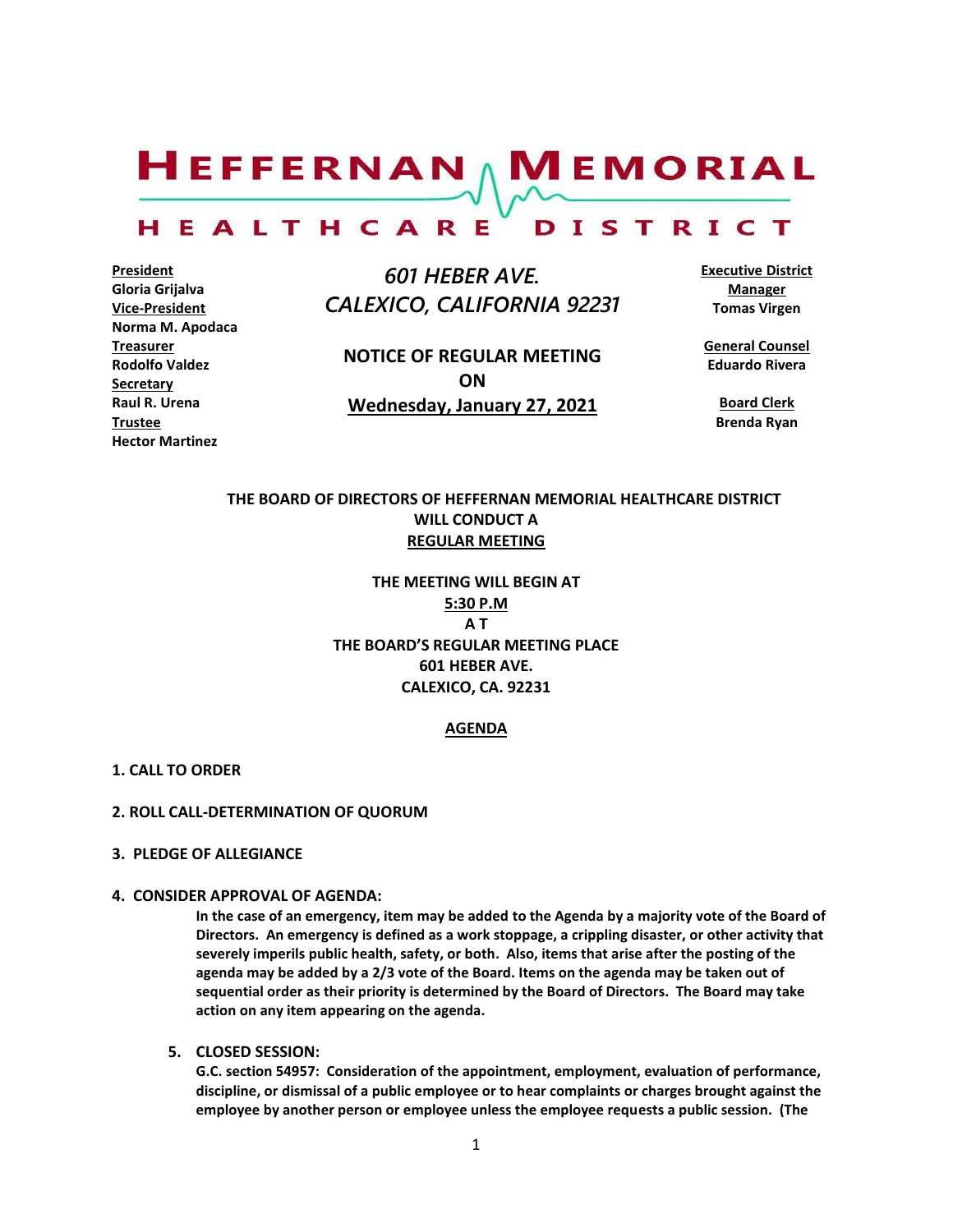# HEFFERNAN MEMORIAL HEALTHCARE DISTRICT

**President**
**Gloria Grijalva**
**Vice-President**
**Norma M. Apodaca**
**Treasurer**
**Rodolfo Valdez**
**Secretary**
**Raul R. Urena**
**Trustee**
**Hector Martinez**

*601 HEBER AVE.*
*CALEXICO, CALIFORNIA 92231*

**NOTICE OF REGULAR MEETING**
**ON**
**Wednesday, January 27, 2021**

**Executive District Manager**
**Tomas Virgen**

**General Counsel**
**Eduardo Rivera**

**Board Clerk**
**Brenda Ryan**

**THE BOARD OF DIRECTORS OF HEFFERNAN MEMORIAL HEALTHCARE DISTRICT WILL CONDUCT A**
**REGULAR MEETING**

**THE MEETING WILL BEGIN AT**
**5:30 P.M**
**A T**
**THE BOARD'S REGULAR MEETING PLACE**
**601 HEBER AVE.**
**CALEXICO, CA. 92231**

## AGENDA

**1. CALL TO ORDER**

**2. ROLL CALL-DETERMINATION OF QUORUM**

**3. PLEDGE OF ALLEGIANCE**

**4. CONSIDER APPROVAL OF AGENDA:**

**In the case of an emergency, item may be added to the Agenda by a majority vote of the Board of Directors. An emergency is defined as a work stoppage, a crippling disaster, or other activity that severely imperils public health, safety, or both. Also, items that arise after the posting of the agenda may be added by a 2/3 vote of the Board. Items on the agenda may be taken out of sequential order as their priority is determined by the Board of Directors. The Board may take action on any item appearing on the agenda.**

**5. CLOSED SESSION:**

**G.C. section 54957: Consideration of the appointment, employment, evaluation of performance, discipline, or dismissal of a public employee or to hear complaints or charges brought against the employee by another person or employee unless the employee requests a public session. (The**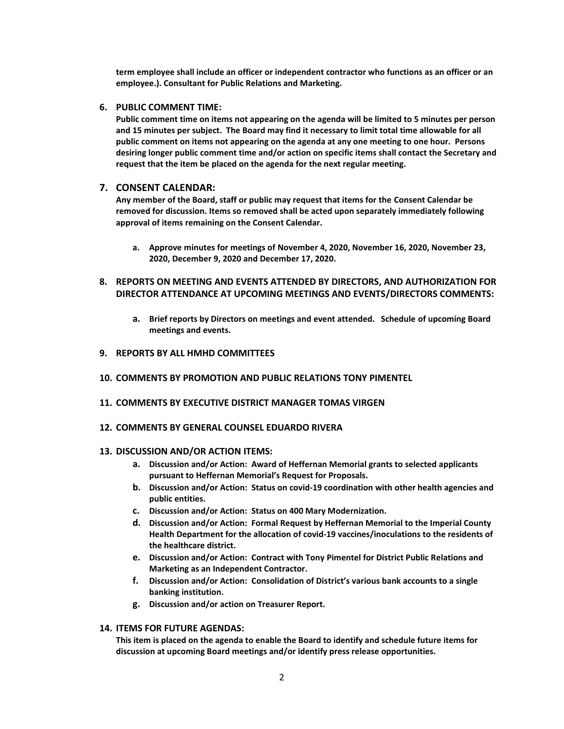**term employee shall include an officer or independent contractor who functions as an officer or an employee.). Consultant for Public Relations and Marketing.**

6. **PUBLIC COMMENT TIME:**
   **Public comment time on items not appearing on the agenda will be limited to 5 minutes per person and 15 minutes per subject. The Board may find it necessary to limit total time allowable for all public comment on items not appearing on the agenda at any one meeting to one hour. Persons desiring longer public comment time and/or action on specific items shall contact the Secretary and request that the item be placed on the agenda for the next regular meeting.**

7. **CONSENT CALENDAR:**
   **Any member of the Board, staff or public may request that items for the Consent Calendar be removed for discussion. Items so removed shall be acted upon separately immediately following approval of items remaining on the Consent Calendar.**

   a. **Approve minutes for meetings of November 4, 2020, November 16, 2020, November 23, 2020, December 9, 2020 and December 17, 2020.**

8. **REPORTS ON MEETING AND EVENTS ATTENDED BY DIRECTORS, AND AUTHORIZATION FOR DIRECTOR ATTENDANCE AT UPCOMING MEETINGS AND EVENTS/DIRECTORS COMMENTS:**

   a. **Brief reports by Directors on meetings and event attended. Schedule of upcoming Board meetings and events.**

9. **REPORTS BY ALL HMHD COMMITTEES**

10. **COMMENTS BY PROMOTION AND PUBLIC RELATIONS TONY PIMENTEL**

11. **COMMENTS BY EXECUTIVE DISTRICT MANAGER TOMAS VIRGEN**

12. **COMMENTS BY GENERAL COUNSEL EDUARDO RIVERA**

13. **DISCUSSION AND/OR ACTION ITEMS:**
    a. **Discussion and/or Action: Award of Heffernan Memorial grants to selected applicants pursuant to Heffernan Memorial's Request for Proposals.**
    b. **Discussion and/or Action: Status on covid-19 coordination with other health agencies and public entities.**
    c. **Discussion and/or Action: Status on 400 Mary Modernization.**
    d. **Discussion and/or Action: Formal Request by Heffernan Memorial to the Imperial County Health Department for the allocation of covid-19 vaccines/inoculations to the residents of the healthcare district.**
    e. **Discussion and/or Action: Contract with Tony Pimentel for District Public Relations and Marketing as an Independent Contractor.**
    f. **Discussion and/or Action: Consolidation of District's various bank accounts to a single banking institution.**
    g. **Discussion and/or action on Treasurer Report.**

14. **ITEMS FOR FUTURE AGENDAS:**
    **This item is placed on the agenda to enable the Board to identify and schedule future items for discussion at upcoming Board meetings and/or identify press release opportunities.**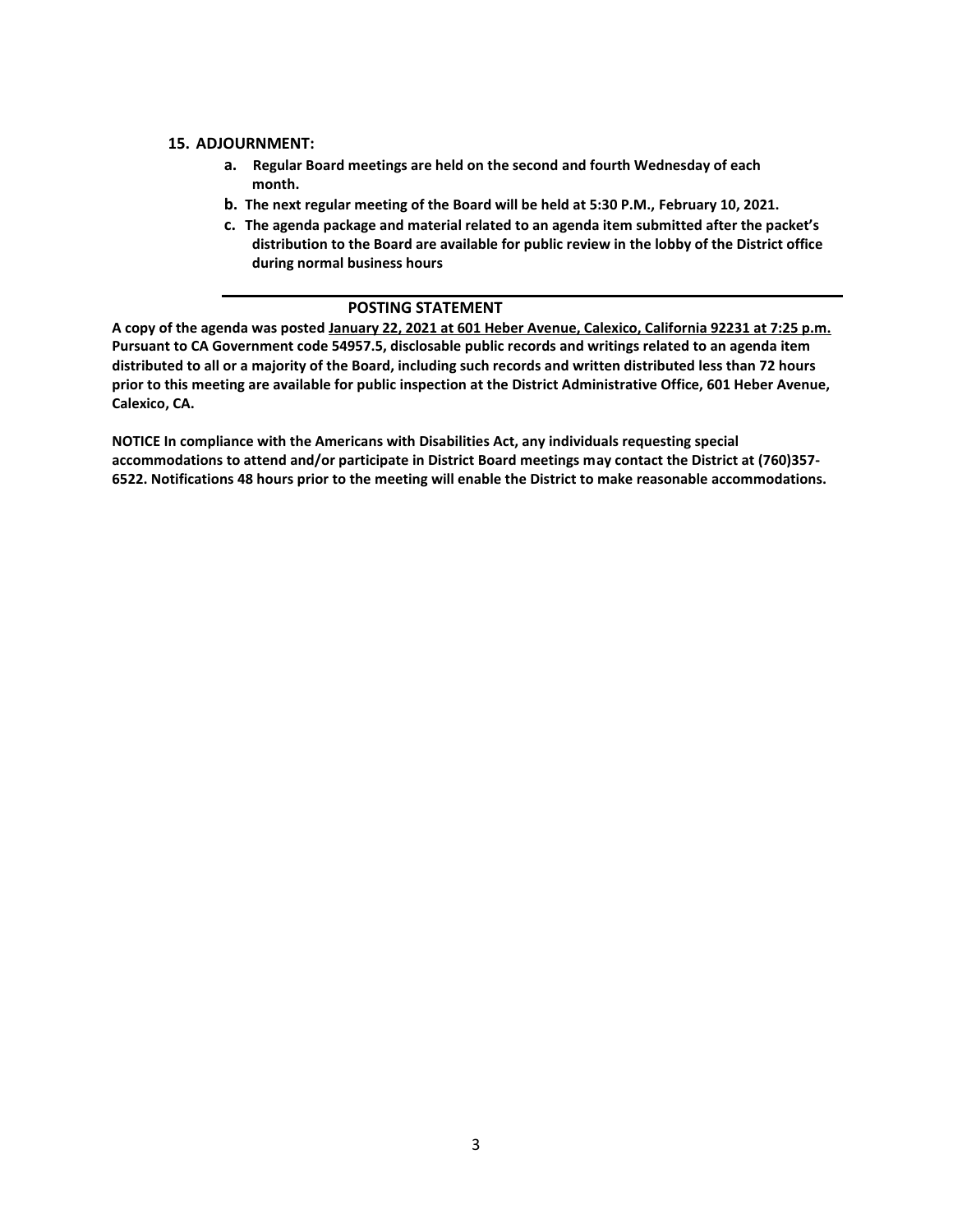**15. ADJOURNMENT:**

- **a. Regular Board meetings are held on the second and fourth Wednesday of each month.**
- **b. The next regular meeting of the Board will be held at 5:30 P.M., February 10, 2021.**
- **c. The agenda package and material related to an agenda item submitted after the packet's distribution to the Board are available for public review in the lobby of the District office during normal business hours**

---

**POSTING STATEMENT**

**A copy of the agenda was posted January 22, 2021 at 601 Heber Avenue, Calexico, California 92231 at 7:25 p.m. Pursuant to CA Government code 54957.5, disclosable public records and writings related to an agenda item distributed to all or a majority of the Board, including such records and written distributed less than 72 hours prior to this meeting are available for public inspection at the District Administrative Office, 601 Heber Avenue, Calexico, CA.**

**NOTICE In compliance with the Americans with Disabilities Act, any individuals requesting special accommodations to attend and/or participate in District Board meetings may contact the District at (760)357-6522. Notifications 48 hours prior to the meeting will enable the District to make reasonable accommodations.**